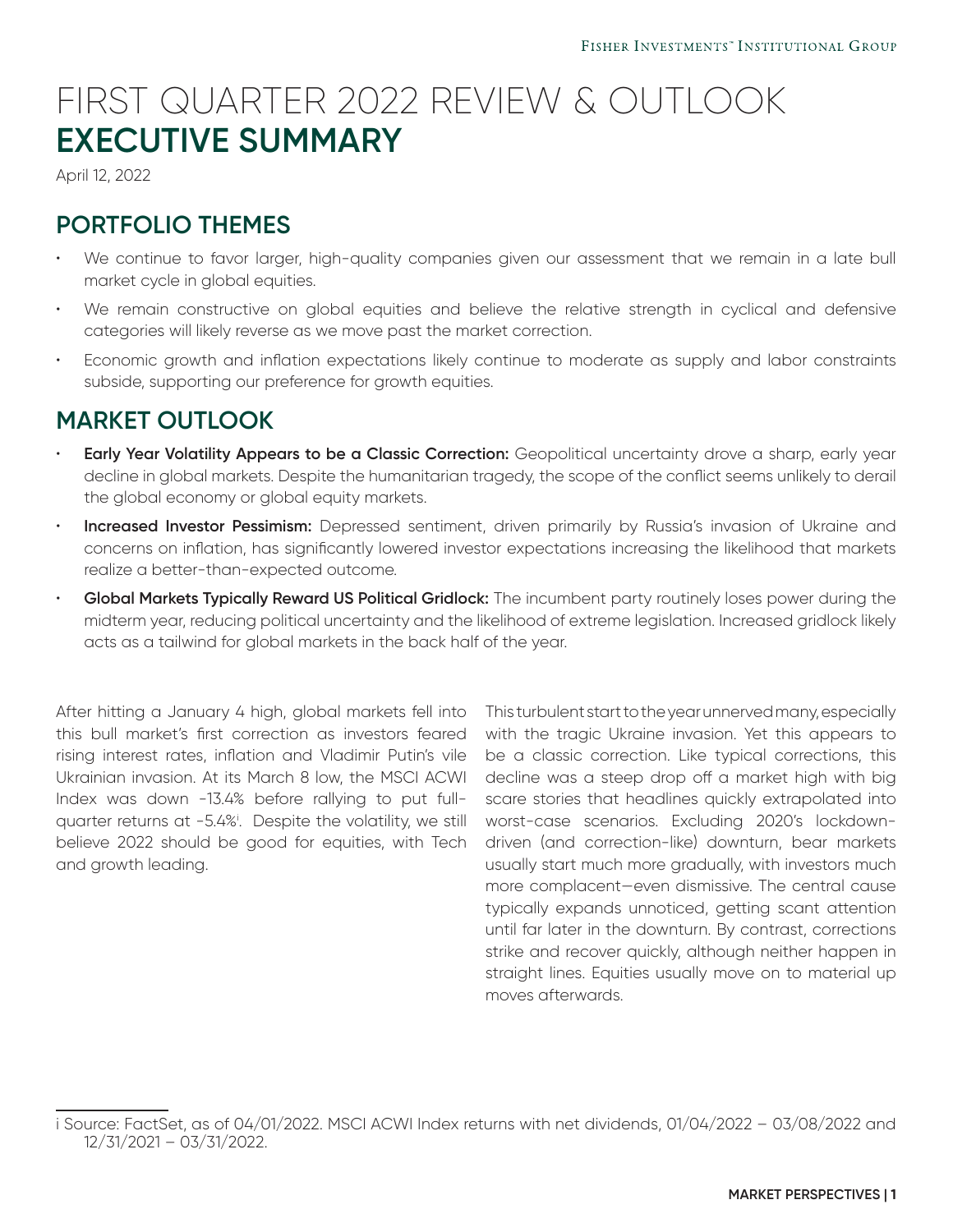# FIRST QUARTER 2022 REVIEW & OUTLOOK
# EXECUTIVE SUMMARY

April 12, 2022

## PORTFOLIO THEMES

- We continue to favor larger, high-quality companies given our assessment that we remain in a late bull market cycle in global equities.
- We remain constructive on global equities and believe the relative strength in cyclical and defensive categories will likely reverse as we move past the market correction.
- Economic growth and inflation expectations likely continue to moderate as supply and labor constraints subside, supporting our preference for growth equities.

## MARKET OUTLOOK

- **Early Year Volatility Appears to be a Classic Correction:** Geopolitical uncertainty drove a sharp, early year decline in global markets. Despite the humanitarian tragedy, the scope of the conflict seems unlikely to derail the global economy or global equity markets.
- **Increased Investor Pessimism:** Depressed sentiment, driven primarily by Russia's invasion of Ukraine and concerns on inflation, has significantly lowered investor expectations increasing the likelihood that markets realize a better-than-expected outcome.
- **Global Markets Typically Reward US Political Gridlock:** The incumbent party routinely loses power during the midterm year, reducing political uncertainty and the likelihood of extreme legislation. Increased gridlock likely acts as a tailwind for global markets in the back half of the year.

After hitting a January 4 high, global markets fell into this bull market's first correction as investors feared rising interest rates, inflation and Vladimir Putin's vile Ukrainian invasion. At its March 8 low, the MSCI ACWI Index was down -13.4% before rallying to put full-quarter returns at -5.4%[i]. Despite the volatility, we still believe 2022 should be good for equities, with Tech and growth leading.

This turbulent start to the year unnerved many, especially with the tragic Ukraine invasion. Yet this appears to be a classic correction. Like typical corrections, this decline was a steep drop off a market high with big scare stories that headlines quickly extrapolated into worst-case scenarios. Excluding 2020's lockdown-driven (and correction-like) downturn, bear markets usually start much more gradually, with investors much more complacent—even dismissive. The central cause typically expands unnoticed, getting scant attention until far later in the downturn. By contrast, corrections strike and recover quickly, although neither happen in straight lines. Equities usually move on to material up moves afterwards.

i Source: FactSet, as of 04/01/2022. MSCI ACWI Index returns with net dividends, 01/04/2022 – 03/08/2022 and 12/31/2021 – 03/31/2022.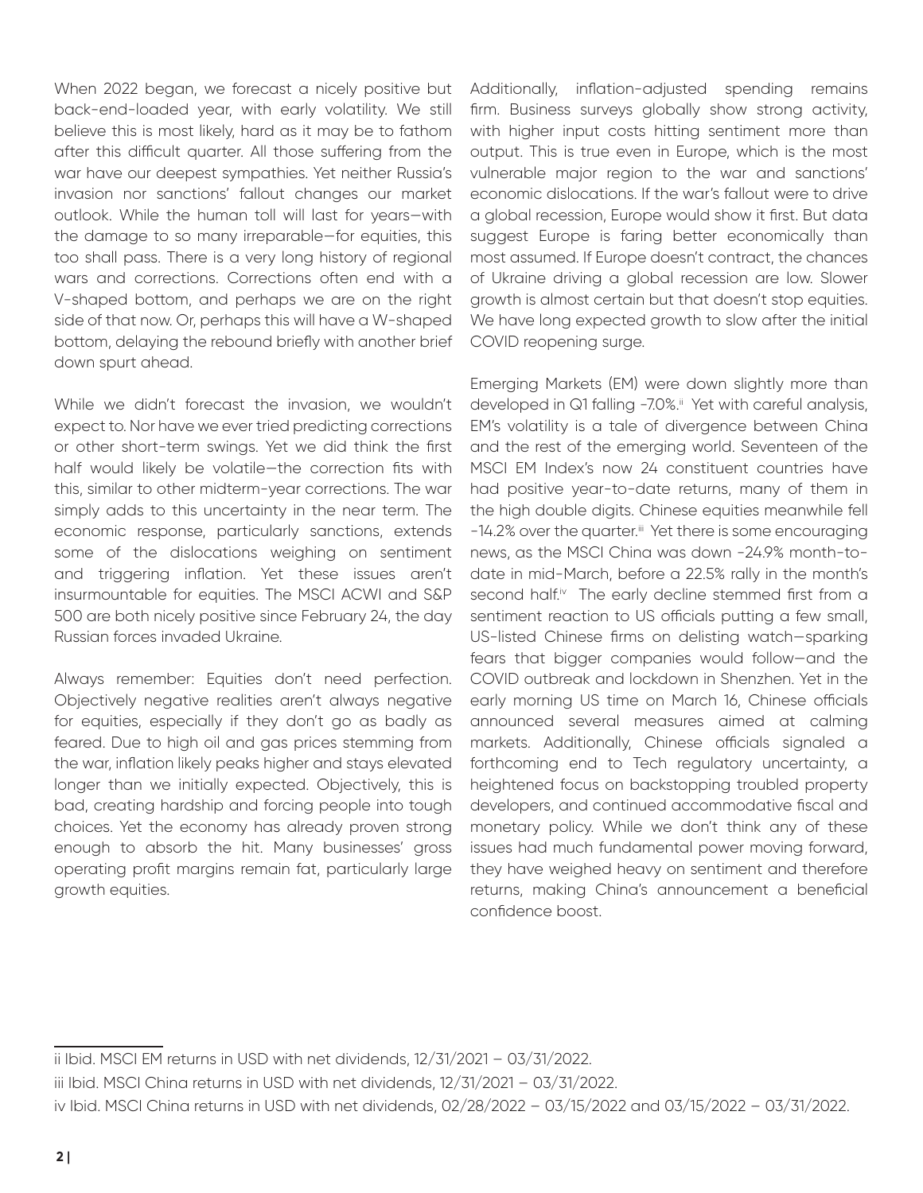When 2022 began, we forecast a nicely positive but back-end-loaded year, with early volatility. We still believe this is most likely, hard as it may be to fathom after this difficult quarter. All those suffering from the war have our deepest sympathies. Yet neither Russia's invasion nor sanctions' fallout changes our market outlook. While the human toll will last for years—with the damage to so many irreparable—for equities, this too shall pass. There is a very long history of regional wars and corrections. Corrections often end with a V-shaped bottom, and perhaps we are on the right side of that now. Or, perhaps this will have a W-shaped bottom, delaying the rebound briefly with another brief down spurt ahead.

While we didn't forecast the invasion, we wouldn't expect to. Nor have we ever tried predicting corrections or other short-term swings. Yet we did think the first half would likely be volatile—the correction fits with this, similar to other midterm-year corrections. The war simply adds to this uncertainty in the near term. The economic response, particularly sanctions, extends some of the dislocations weighing on sentiment and triggering inflation. Yet these issues aren't insurmountable for equities. The MSCI ACWI and S&P 500 are both nicely positive since February 24, the day Russian forces invaded Ukraine.

Always remember: Equities don't need perfection. Objectively negative realities aren't always negative for equities, especially if they don't go as badly as feared. Due to high oil and gas prices stemming from the war, inflation likely peaks higher and stays elevated longer than we initially expected. Objectively, this is bad, creating hardship and forcing people into tough choices. Yet the economy has already proven strong enough to absorb the hit. Many businesses' gross operating profit margins remain fat, particularly large growth equities.

Additionally, inflation-adjusted spending remains firm. Business surveys globally show strong activity, with higher input costs hitting sentiment more than output. This is true even in Europe, which is the most vulnerable major region to the war and sanctions' economic dislocations. If the war's fallout were to drive a global recession, Europe would show it first. But data suggest Europe is faring better economically than most assumed. If Europe doesn't contract, the chances of Ukraine driving a global recession are low. Slower growth is almost certain but that doesn't stop equities. We have long expected growth to slow after the initial COVID reopening surge.

Emerging Markets (EM) were down slightly more than developed in Q1 falling -7.0%.[ii] Yet with careful analysis, EM's volatility is a tale of divergence between China and the rest of the emerging world. Seventeen of the MSCI EM Index's now 24 constituent countries have had positive year-to-date returns, many of them in the high double digits. Chinese equities meanwhile fell -14.2% over the quarter.[iii] Yet there is some encouraging news, as the MSCI China was down -24.9% month-to-date in mid-March, before a 22.5% rally in the month's second half.[iv] The early decline stemmed first from a sentiment reaction to US officials putting a few small, US-listed Chinese firms on delisting watch—sparking fears that bigger companies would follow—and the COVID outbreak and lockdown in Shenzhen. Yet in the early morning US time on March 16, Chinese officials announced several measures aimed at calming markets. Additionally, Chinese officials signaled a forthcoming end to Tech regulatory uncertainty, a heightened focus on backstopping troubled property developers, and continued accommodative fiscal and monetary policy. While we don't think any of these issues had much fundamental power moving forward, they have weighed heavy on sentiment and therefore returns, making China's announcement a beneficial confidence boost.

---

ii Ibid. MSCI EM returns in USD with net dividends, 12/31/2021 – 03/31/2022.

iii Ibid. MSCI China returns in USD with net dividends, 12/31/2021 – 03/31/2022.

iv Ibid. MSCI China returns in USD with net dividends, 02/28/2022 – 03/15/2022 and 03/15/2022 – 03/31/2022.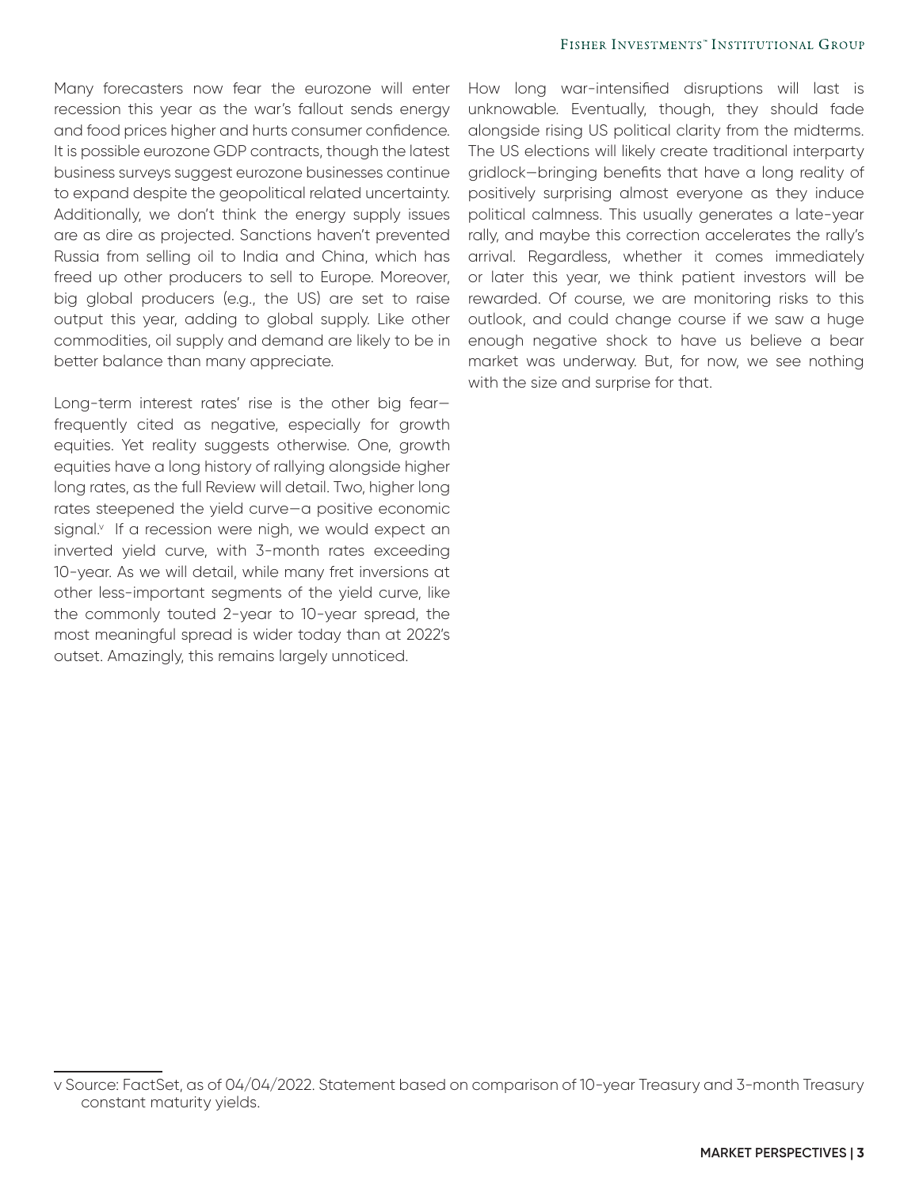Many forecasters now fear the eurozone will enter recession this year as the war's fallout sends energy and food prices higher and hurts consumer confidence. It is possible eurozone GDP contracts, though the latest business surveys suggest eurozone businesses continue to expand despite the geopolitical related uncertainty. Additionally, we don't think the energy supply issues are as dire as projected. Sanctions haven't prevented Russia from selling oil to India and China, which has freed up other producers to sell to Europe. Moreover, big global producers (e.g., the US) are set to raise output this year, adding to global supply. Like other commodities, oil supply and demand are likely to be in better balance than many appreciate.

Long-term interest rates' rise is the other big fear—frequently cited as negative, especially for growth equities. Yet reality suggests otherwise. One, growth equities have a long history of rallying alongside higher long rates, as the full Review will detail. Two, higher long rates steepened the yield curve—a positive economic signal.[v] If a recession were nigh, we would expect an inverted yield curve, with 3-month rates exceeding 10-year. As we will detail, while many fret inversions at other less-important segments of the yield curve, like the commonly touted 2-year to 10-year spread, the most meaningful spread is wider today than at 2022's outset. Amazingly, this remains largely unnoticed.

How long war-intensified disruptions will last is unknowable. Eventually, though, they should fade alongside rising US political clarity from the midterms. The US elections will likely create traditional interparty gridlock—bringing benefits that have a long reality of positively surprising almost everyone as they induce political calmness. This usually generates a late-year rally, and maybe this correction accelerates the rally's arrival. Regardless, whether it comes immediately or later this year, we think patient investors will be rewarded. Of course, we are monitoring risks to this outlook, and could change course if we saw a huge enough negative shock to have us believe a bear market was underway. But, for now, we see nothing with the size and surprise for that.

---

v Source: FactSet, as of 04/04/2022. Statement based on comparison of 10-year Treasury and 3-month Treasury constant maturity yields.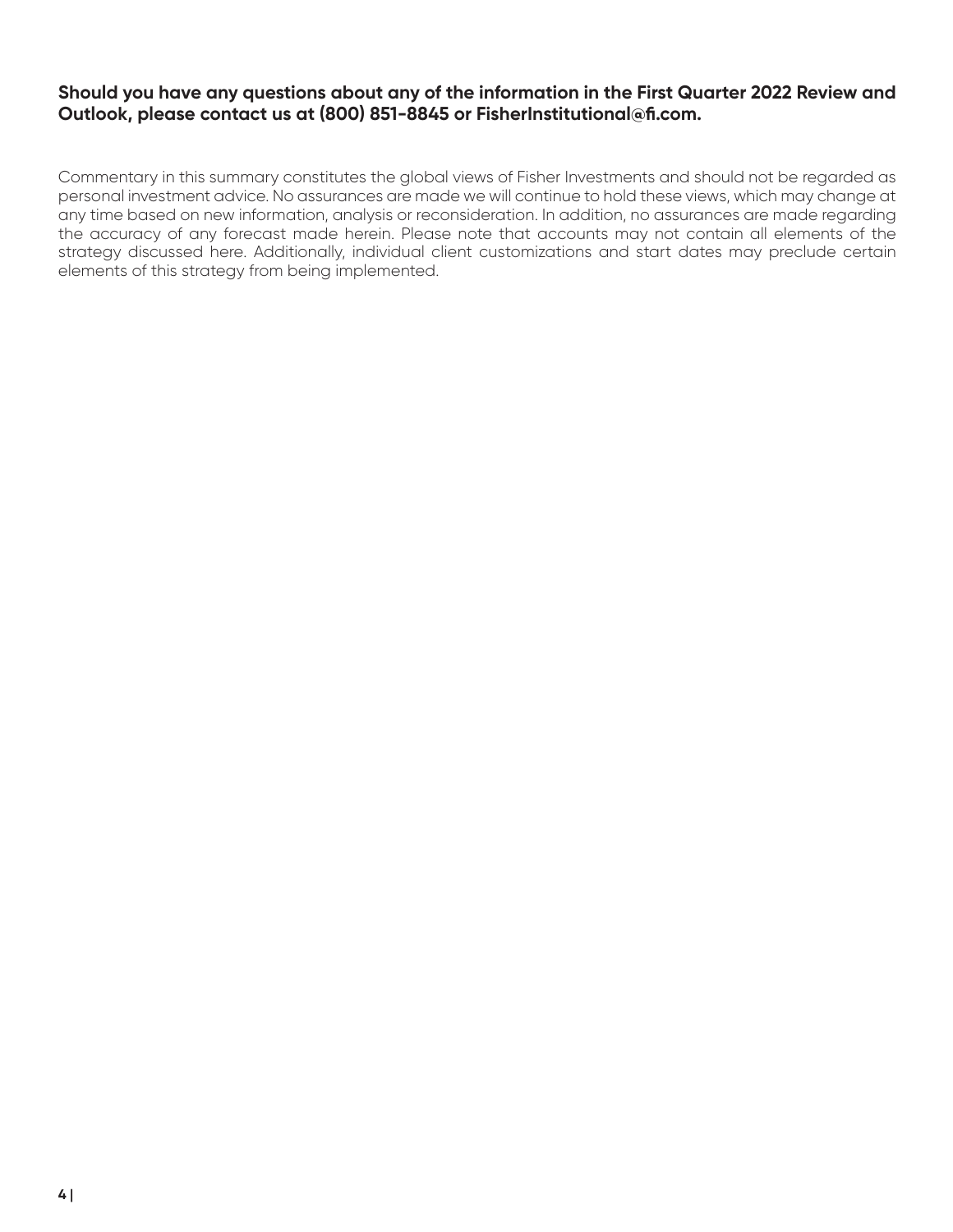**Should you have any questions about any of the information in the First Quarter 2022 Review and Outlook, please contact us at (800) 851-8845 or FisherInstitutional@fi.com.**

Commentary in this summary constitutes the global views of Fisher Investments and should not be regarded as personal investment advice. No assurances are made we will continue to hold these views, which may change at any time based on new information, analysis or reconsideration. In addition, no assurances are made regarding the accuracy of any forecast made herein. Please note that accounts may not contain all elements of the strategy discussed here. Additionally, individual client customizations and start dates may preclude certain elements of this strategy from being implemented.